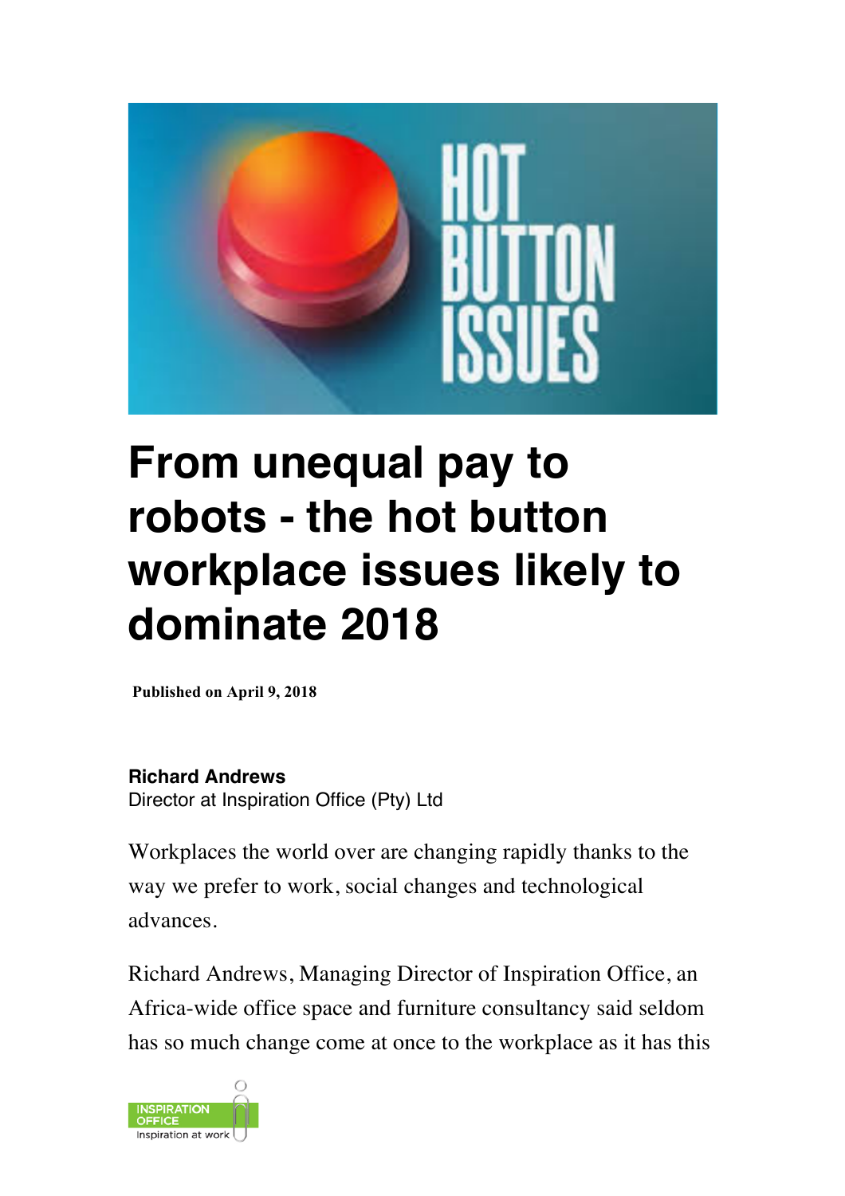# From unequal pay to robots - the hot button workplace issues likely to dominate 2018

**Published on April 9, 2018**

**Richard Andrews**
Director at Inspiration Office (Pty) Ltd

Workplaces the world over are changing rapidly thanks to the way we prefer to work, social changes and technological advances.

Richard Andrews, Managing Director of Inspiration Office, an Africa-wide office space and furniture consultancy said seldom has so much change come at once to the workplace as it has this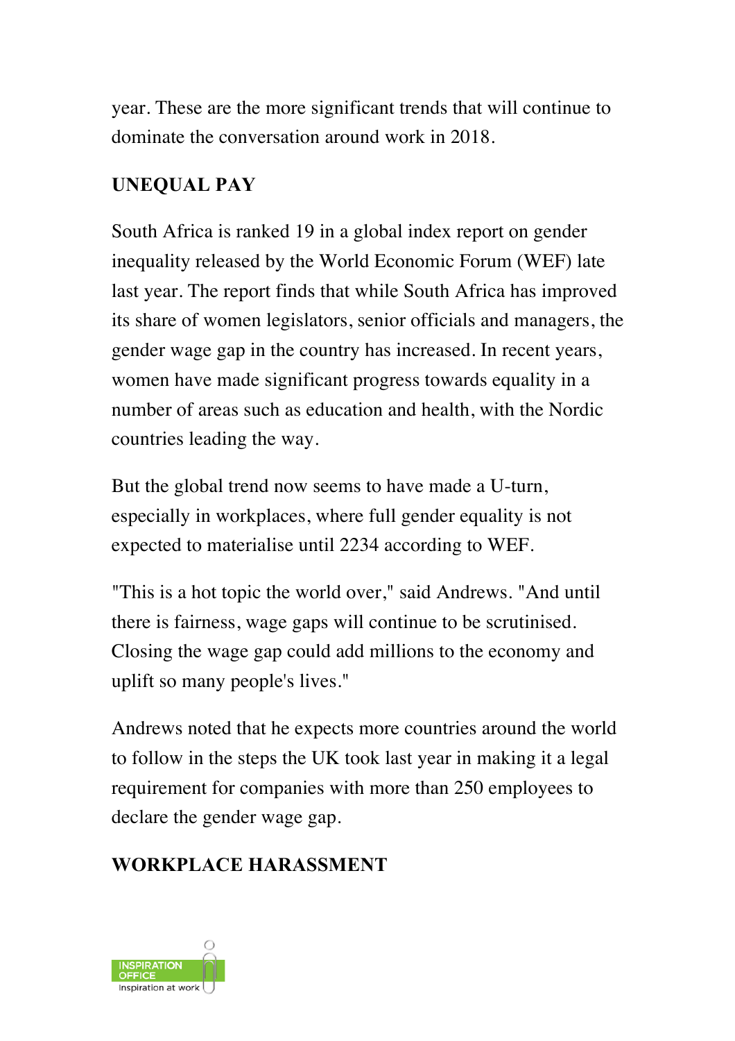year. These are the more significant trends that will continue to dominate the conversation around work in 2018.

## UNEQUAL PAY

South Africa is ranked 19 in a global index report on gender inequality released by the World Economic Forum (WEF) late last year. The report finds that while South Africa has improved its share of women legislators, senior officials and managers, the gender wage gap in the country has increased. In recent years, women have made significant progress towards equality in a number of areas such as education and health, with the Nordic countries leading the way.

But the global trend now seems to have made a U-turn, especially in workplaces, where full gender equality is not expected to materialise until 2234 according to WEF.

"This is a hot topic the world over," said Andrews. "And until there is fairness, wage gaps will continue to be scrutinised. Closing the wage gap could add millions to the economy and uplift so many people's lives."

Andrews noted that he expects more countries around the world to follow in the steps the UK took last year in making it a legal requirement for companies with more than 250 employees to declare the gender wage gap.

## WORKPLACE HARASSMENT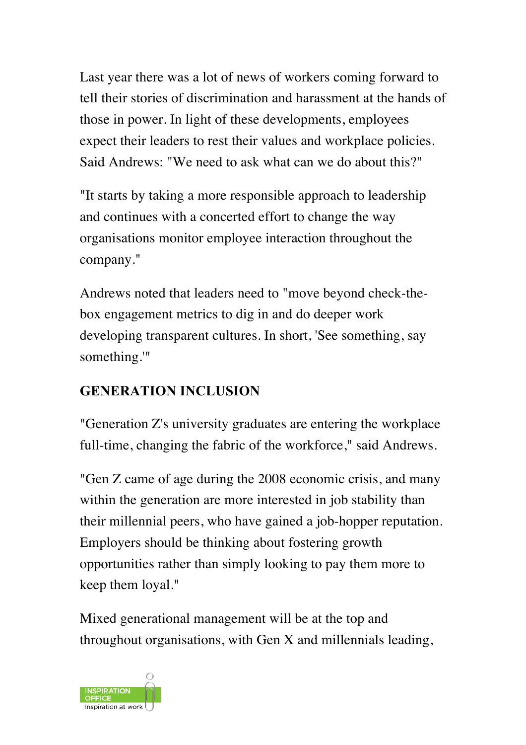Last year there was a lot of news of workers coming forward to tell their stories of discrimination and harassment at the hands of those in power. In light of these developments, employees expect their leaders to rest their values and workplace policies. Said Andrews: "We need to ask what can we do about this?"

"It starts by taking a more responsible approach to leadership and continues with a concerted effort to change the way organisations monitor employee interaction throughout the company."

Andrews noted that leaders need to "move beyond check-the-box engagement metrics to dig in and do deeper work developing transparent cultures. In short, 'See something, say something.'"

**GENERATION INCLUSION**

"Generation Z's university graduates are entering the workplace full-time, changing the fabric of the workforce," said Andrews.

"Gen Z came of age during the 2008 economic crisis, and many within the generation are more interested in job stability than their millennial peers, who have gained a job-hopper reputation. Employers should be thinking about fostering growth opportunities rather than simply looking to pay them more to keep them loyal."

Mixed generational management will be at the top and throughout organisations, with Gen X and millennials leading,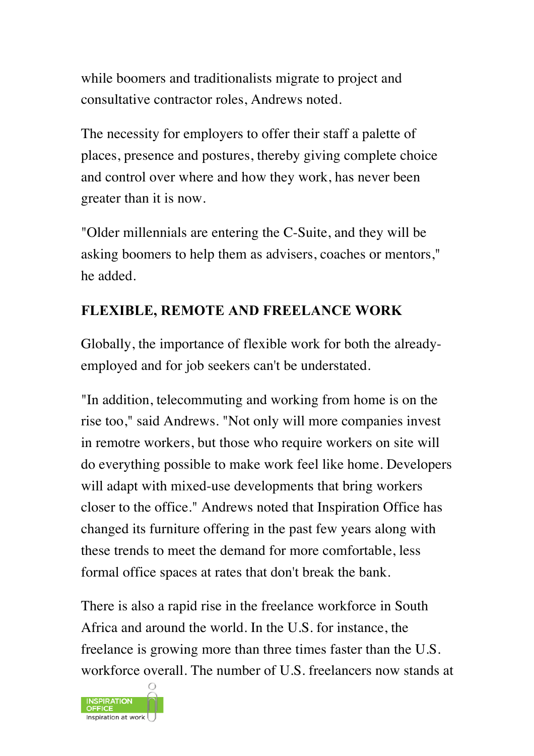while boomers and traditionalists migrate to project and consultative contractor roles, Andrews noted.

The necessity for employers to offer their staff a palette of places, presence and postures, thereby giving complete choice and control over where and how they work, has never been greater than it is now.

"Older millennials are entering the C-Suite, and they will be asking boomers to help them as advisers, coaches or mentors," he added.

**FLEXIBLE, REMOTE AND FREELANCE WORK**

Globally, the importance of flexible work for both the already-employed and for job seekers can't be understated.

"In addition, telecommuting and working from home is on the rise too," said Andrews. "Not only will more companies invest in remotre workers, but those who require workers on site will do everything possible to make work feel like home. Developers will adapt with mixed-use developments that bring workers closer to the office." Andrews noted that Inspiration Office has changed its furniture offering in the past few years along with these trends to meet the demand for more comfortable, less formal office spaces at rates that don't break the bank.

There is also a rapid rise in the freelance workforce in South Africa and around the world. In the U.S. for instance, the freelance is growing more than three times faster than the U.S. workforce overall. The number of U.S. freelancers now stands at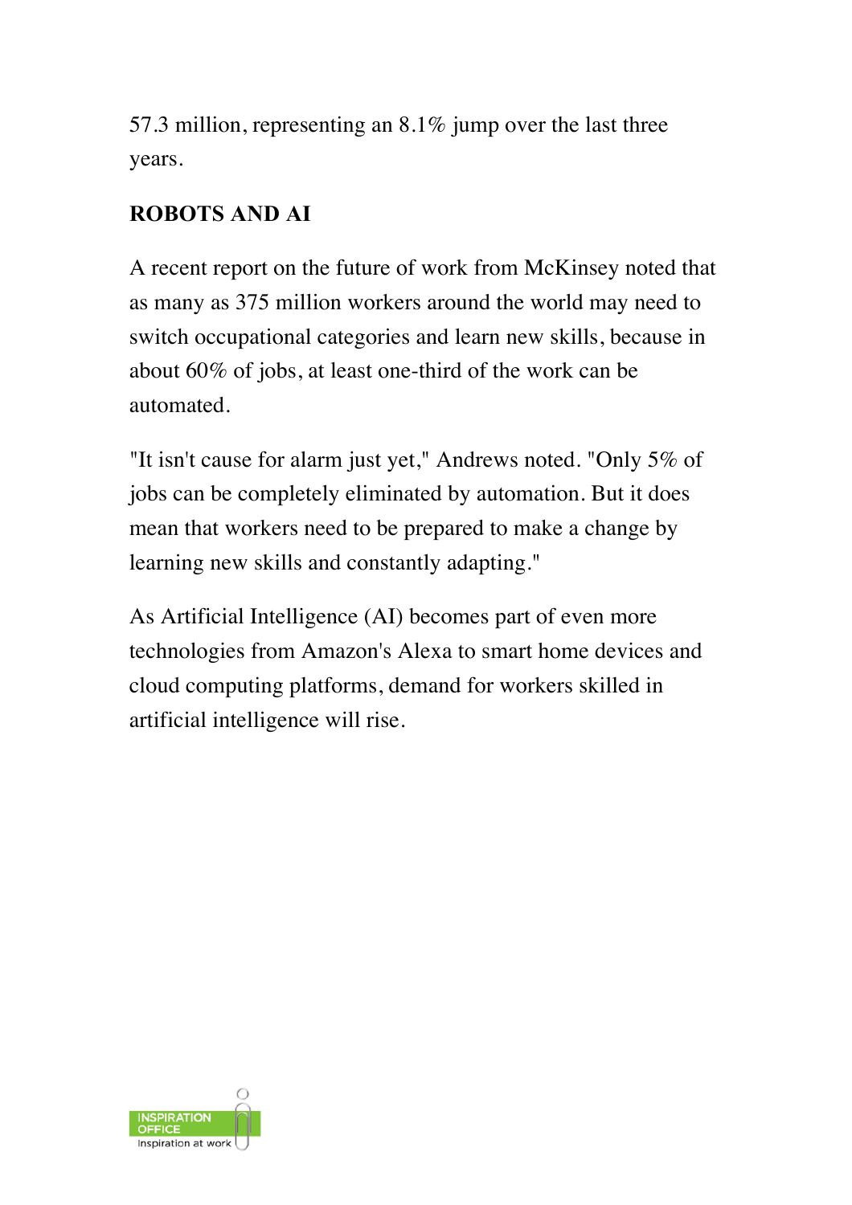57.3 million, representing an 8.1% jump over the last three years.

## ROBOTS AND AI

A recent report on the future of work from McKinsey noted that as many as 375 million workers around the world may need to switch occupational categories and learn new skills, because in about 60% of jobs, at least one-third of the work can be automated.

"It isn't cause for alarm just yet," Andrews noted. "Only 5% of jobs can be completely eliminated by automation. But it does mean that workers need to be prepared to make a change by learning new skills and constantly adapting."

As Artificial Intelligence (AI) becomes part of even more technologies from Amazon's Alexa to smart home devices and cloud computing platforms, demand for workers skilled in artificial intelligence will rise.